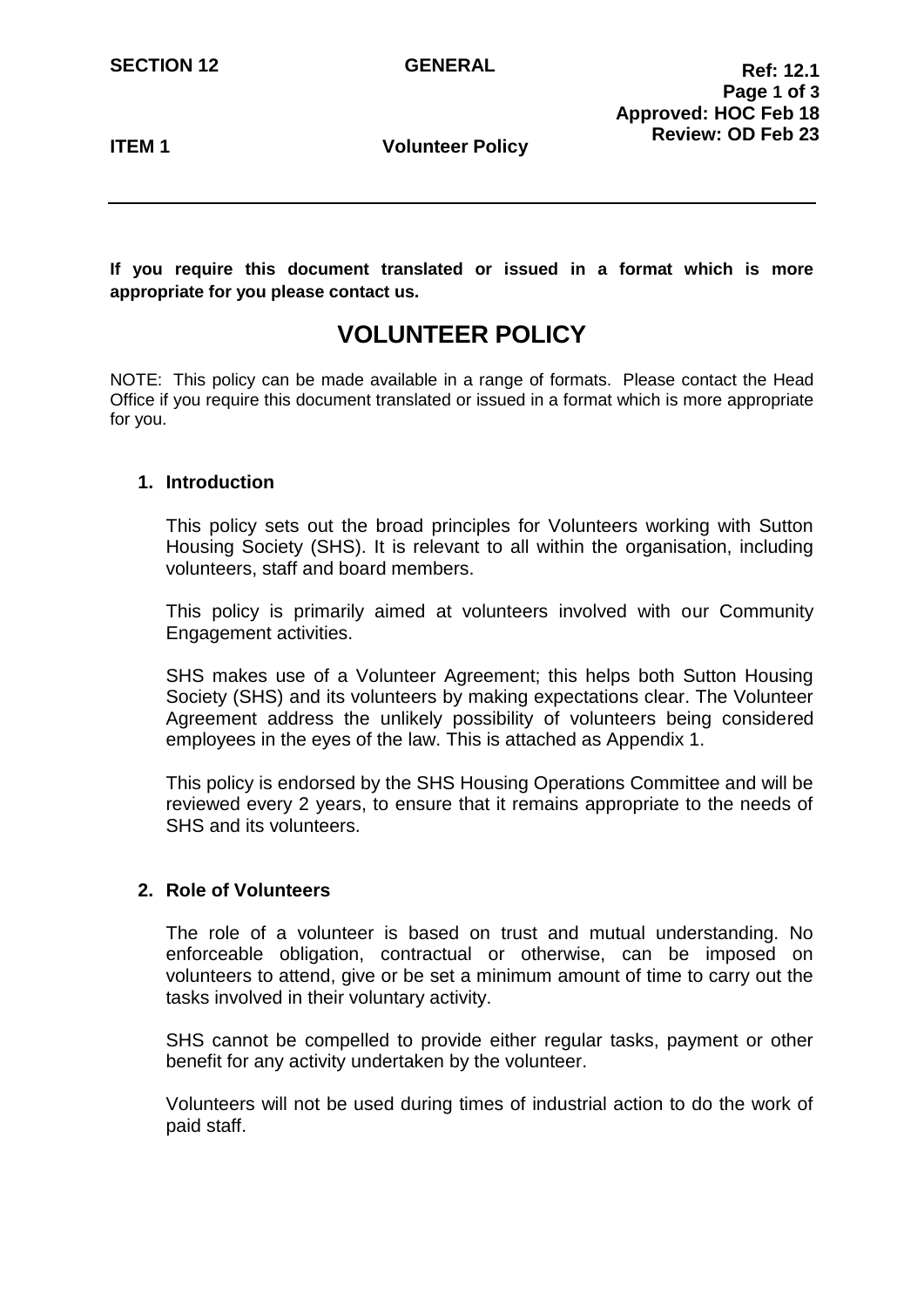SECTION 12 GENERAL

Ref: 12.1
Approved: HOC Feb 18
Review: OD Feb 23

ITEM 1 Volunteer Policy

**If you require this document translated or issued in a format which is more appropriate for you please contact us.**

# VOLUNTEER POLICY

NOTE: This policy can be made available in a range of formats. Please contact the Head Office if you require this document translated or issued in a format which is more appropriate for you.

## 1. Introduction

This policy sets out the broad principles for Volunteers working with Sutton Housing Society (SHS). It is relevant to all within the organisation, including volunteers, staff and board members.

This policy is primarily aimed at volunteers involved with our Community Engagement activities.

SHS makes use of a Volunteer Agreement; this helps both Sutton Housing Society (SHS) and its volunteers by making expectations clear. The Volunteer Agreement address the unlikely possibility of volunteers being considered employees in the eyes of the law. This is attached as Appendix 1.

This policy is endorsed by the SHS Housing Operations Committee and will be reviewed every 2 years, to ensure that it remains appropriate to the needs of SHS and its volunteers.

## 2. Role of Volunteers

The role of a volunteer is based on trust and mutual understanding. No enforceable obligation, contractual or otherwise, can be imposed on volunteers to attend, give or be set a minimum amount of time to carry out the tasks involved in their voluntary activity.

SHS cannot be compelled to provide either regular tasks, payment or other benefit for any activity undertaken by the volunteer.

Volunteers will not be used during times of industrial action to do the work of paid staff.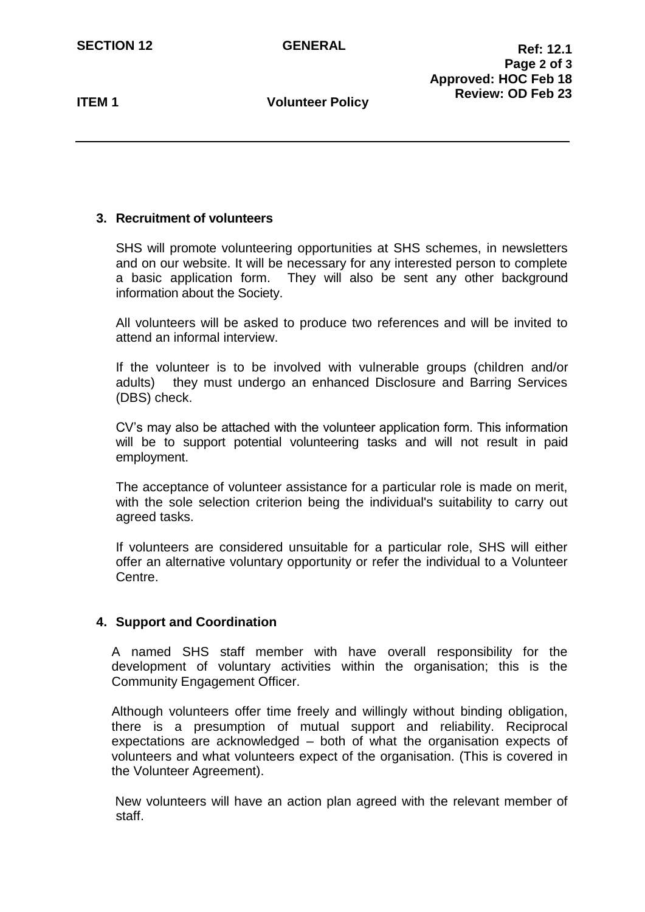## 3. Recruitment of volunteers

SHS will promote volunteering opportunities at SHS schemes, in newsletters and on our website. It will be necessary for any interested person to complete a basic application form. They will also be sent any other background information about the Society.

All volunteers will be asked to produce two references and will be invited to attend an informal interview.

If the volunteer is to be involved with vulnerable groups (children and/or adults) they must undergo an enhanced Disclosure and Barring Services (DBS) check.

CV's may also be attached with the volunteer application form. This information will be to support potential volunteering tasks and will not result in paid employment.

The acceptance of volunteer assistance for a particular role is made on merit, with the sole selection criterion being the individual's suitability to carry out agreed tasks.

If volunteers are considered unsuitable for a particular role, SHS will either offer an alternative voluntary opportunity or refer the individual to a Volunteer Centre.

## 4. Support and Coordination

A named SHS staff member with have overall responsibility for the development of voluntary activities within the organisation; this is the Community Engagement Officer.

Although volunteers offer time freely and willingly without binding obligation, there is a presumption of mutual support and reliability. Reciprocal expectations are acknowledged – both of what the organisation expects of volunteers and what volunteers expect of the organisation. (This is covered in the Volunteer Agreement).

New volunteers will have an action plan agreed with the relevant member of staff.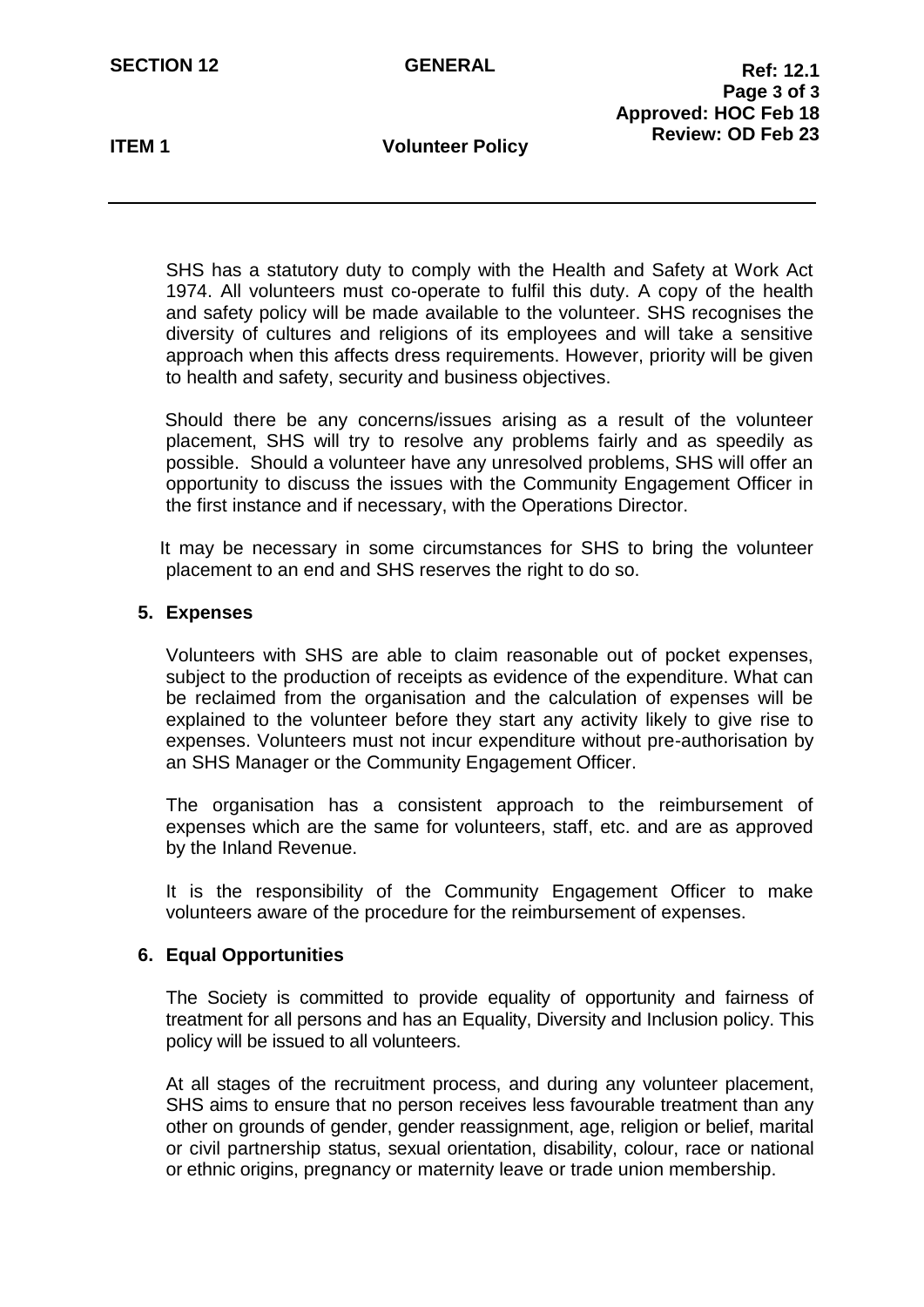SHS has a statutory duty to comply with the Health and Safety at Work Act 1974. All volunteers must co-operate to fulfil this duty. A copy of the health and safety policy will be made available to the volunteer. SHS recognises the diversity of cultures and religions of its employees and will take a sensitive approach when this affects dress requirements. However, priority will be given to health and safety, security and business objectives.

Should there be any concerns/issues arising as a result of the volunteer placement, SHS will try to resolve any problems fairly and as speedily as possible. Should a volunteer have any unresolved problems, SHS will offer an opportunity to discuss the issues with the Community Engagement Officer in the first instance and if necessary, with the Operations Director.

It may be necessary in some circumstances for SHS to bring the volunteer placement to an end and SHS reserves the right to do so.

## 5. Expenses

Volunteers with SHS are able to claim reasonable out of pocket expenses, subject to the production of receipts as evidence of the expenditure. What can be reclaimed from the organisation and the calculation of expenses will be explained to the volunteer before they start any activity likely to give rise to expenses. Volunteers must not incur expenditure without pre-authorisation by an SHS Manager or the Community Engagement Officer.

The organisation has a consistent approach to the reimbursement of expenses which are the same for volunteers, staff, etc. and are as approved by the Inland Revenue.

It is the responsibility of the Community Engagement Officer to make volunteers aware of the procedure for the reimbursement of expenses.

## 6. Equal Opportunities

The Society is committed to provide equality of opportunity and fairness of treatment for all persons and has an Equality, Diversity and Inclusion policy. This policy will be issued to all volunteers.

At all stages of the recruitment process, and during any volunteer placement, SHS aims to ensure that no person receives less favourable treatment than any other on grounds of gender, gender reassignment, age, religion or belief, marital or civil partnership status, sexual orientation, disability, colour, race or national or ethnic origins, pregnancy or maternity leave or trade union membership.